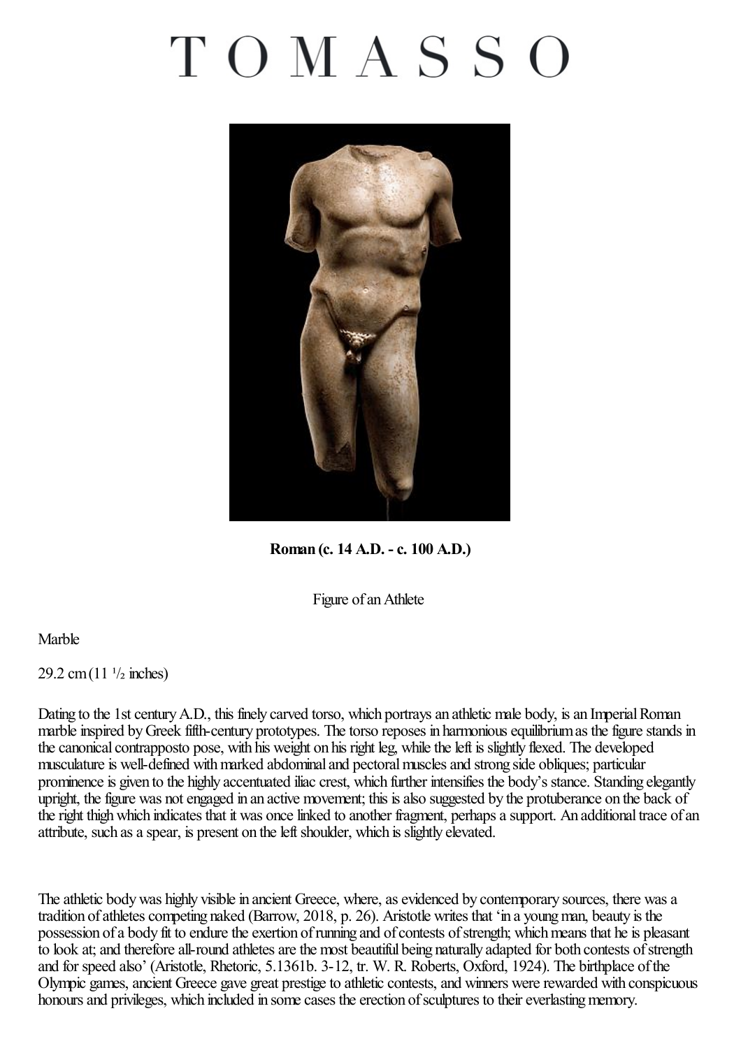# TOMASSO

**Roman (c. 14 A.D. - c. 100 A.D.)**

Figure of an Athlete

Marble

29.2 cm (11 ½ inches)

Dating to the 1st century A.D., this finely carved torso, which portrays an athletic male body, is an Imperial Roman marble inspired by Greek fifth-century prototypes. The torso reposes in harmonious equilibrium as the figure stands in the canonical contrapposto pose, with his weight on his right leg, while the left is slightly flexed. The developed musculature is well-defined with marked abdominal and pectoral muscles and strong side obliques; particular prominence is given to the highly accentuated iliac crest, which further intensifies the body's stance. Standing elegantly upright, the figure was not engaged in an active movement; this is also suggested by the protuberance on the back of the right thigh which indicates that it was once linked to another fragment, perhaps a support. An additional trace of an attribute, such as a spear, is present on the left shoulder, which is slightly elevated.

The athletic body was highly visible in ancient Greece, where, as evidenced by contemporary sources, there was a tradition of athletes competing naked (Barrow, 2018, p. 26). Aristotle writes that 'in a young man, beauty is the possession of a body fit to endure the exertion of running and of contests of strength; which means that he is pleasant to look at; and therefore all-round athletes are the most beautiful being naturally adapted for both contests of strength and for speed also' (Aristotle, Rhetoric, 5.1361b. 3-12, tr. W. R. Roberts, Oxford, 1924). The birthplace of the Olympic games, ancient Greece gave great prestige to athletic contests, and winners were rewarded with conspicuous honours and privileges, which included in some cases the erection of sculptures to their everlasting memory.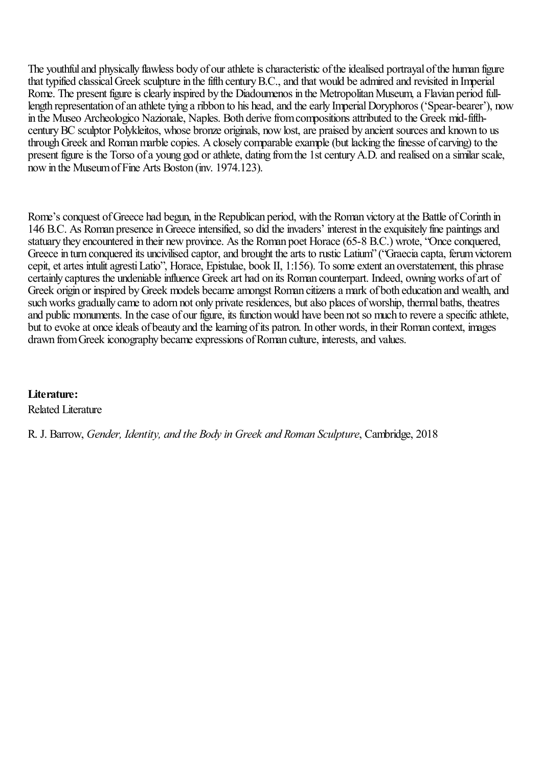The youthful and physically flawless body of our athlete is characteristic of the idealised portrayal of the human figure that typified classical Greek sculpture in the fifth century B.C., and that would be admired and revisited in Imperial Rome. The present figure is clearly inspired by the Diadoumenos in the Metropolitan Museum, a Flavian period full-length representation of an athlete tying a ribbon to his head, and the early Imperial Doryphoros ('Spear-bearer'), now in the Museo Archeologico Nazionale, Naples. Both derive from compositions attributed to the Greek mid-fifth-century BC sculptor Polykleitos, whose bronze originals, now lost, are praised by ancient sources and known to us through Greek and Roman marble copies. A closely comparable example (but lacking the finesse of carving) to the present figure is the Torso of a young god or athlete, dating from the 1st century A.D. and realised on a similar scale, now in the Museum of Fine Arts Boston (inv. 1974.123).

Rome's conquest of Greece had begun, in the Republican period, with the Roman victory at the Battle of Corinth in 146 B.C. As Roman presence in Greece intensified, so did the invaders' interest in the exquisitely fine paintings and statuary they encountered in their new province. As the Roman poet Horace (65-8 B.C.) wrote, "Once conquered, Greece in turn conquered its uncivilised captor, and brought the arts to rustic Latium" ("Graecia capta, ferum victorem cepit, et artes intulit agresti Latio", Horace, Epistulae, book II, 1:156). To some extent an overstatement, this phrase certainly captures the undeniable influence Greek art had on its Roman counterpart. Indeed, owning works of art of Greek origin or inspired by Greek models became amongst Roman citizens a mark of both education and wealth, and such works gradually came to adorn not only private residences, but also places of worship, thermal baths, theatres and public monuments. In the case of our figure, its function would have been not so much to revere a specific athlete, but to evoke at once ideals of beauty and the learning of its patron. In other words, in their Roman context, images drawn from Greek iconography became expressions of Roman culture, interests, and values.

**Literature:**

Related Literature

R. J. Barrow, *Gender, Identity, and the Body in Greek and Roman Sculpture*, Cambridge, 2018